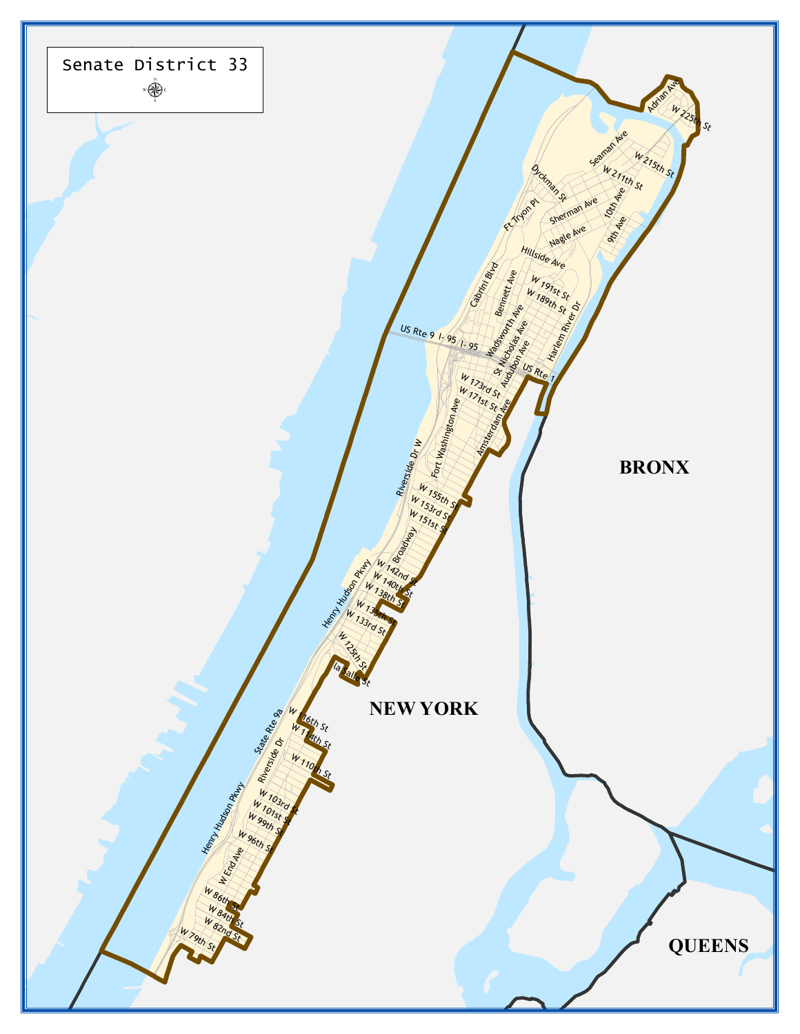# Senate District 33

NEW YORK

BRONX

QUEENS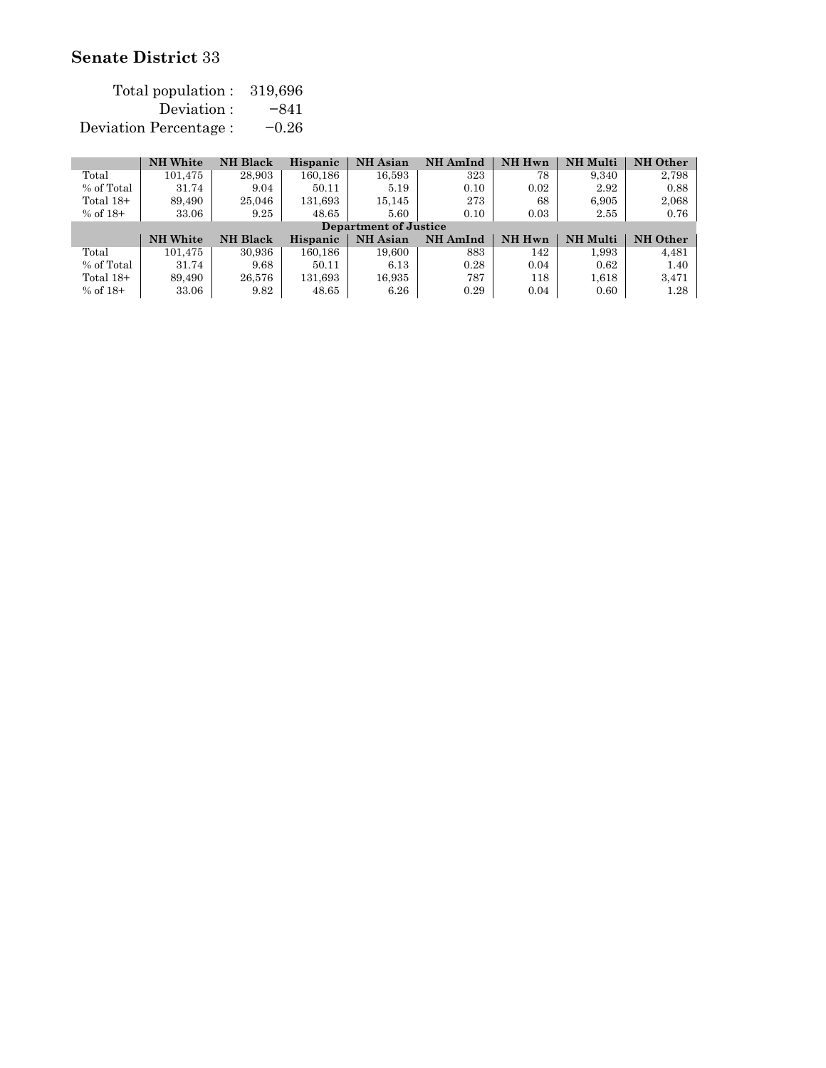## Senate District 33

| | |
|---|---|
| Total population : | 319,696 |
| Deviation : | −841 |
| Deviation Percentage : | −0.26 |

| | NH White | NH Black | Hispanic | NH Asian | NH AmInd | NH Hwn | NH Multi | NH Other |
|---|---|---|---|---|---|---|---|---|
| Total | 101,475 | 28,903 | 160,186 | 16,593 | 323 | 78 | 9,340 | 2,798 |
| % of Total | 31.74 | 9.04 | 50.11 | 5.19 | 0.10 | 0.02 | 2.92 | 0.88 |
| Total 18+ | 89,490 | 25,046 | 131,693 | 15,145 | 273 | 68 | 6,905 | 2,068 |
| % of 18+ | 33.06 | 9.25 | 48.65 | 5.60 | 0.10 | 0.03 | 2.55 | 0.76 |
| **Department of Justice** | | | | | | | | |
| | **NH White** | **NH Black** | **Hispanic** | **NH Asian** | **NH AmInd** | **NH Hwn** | **NH Multi** | **NH Other** |
| Total | 101,475 | 30,936 | 160,186 | 19,600 | 883 | 142 | 1,993 | 4,481 |
| % of Total | 31.74 | 9.68 | 50.11 | 6.13 | 0.28 | 0.04 | 0.62 | 1.40 |
| Total 18+ | 89,490 | 26,576 | 131,693 | 16,935 | 787 | 118 | 1,618 | 3,471 |
| % of 18+ | 33.06 | 9.82 | 48.65 | 6.26 | 0.29 | 0.04 | 0.60 | 1.28 |